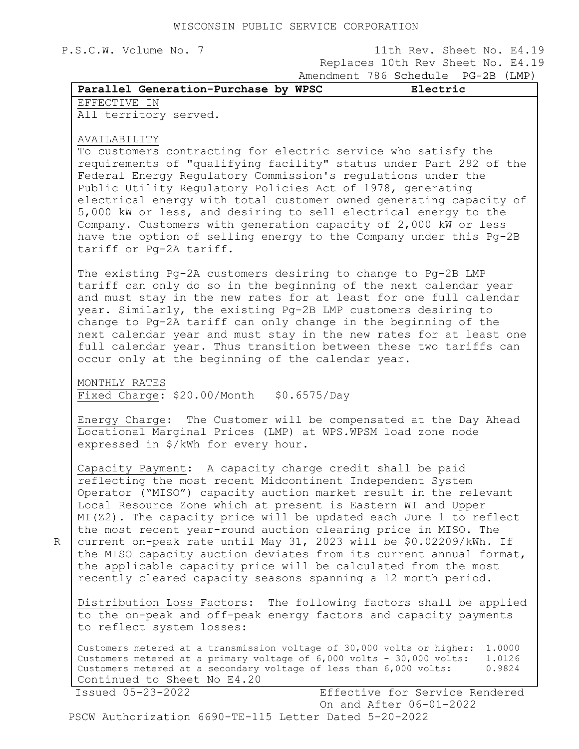WISCONSIN PUBLIC SERVICE CORPORATION

P.S.C.W. Volume No. 7

11th Rev. Sheet No. E4.19
Replaces 10th Rev Sheet No. E4.19
Amendment 786 Schedule PG-2B (LMP)

**Parallel Generation-Purchase by WPSC** **Electric**

EFFECTIVE IN
All territory served.

AVAILABILITY
To customers contracting for electric service who satisfy the requirements of "qualifying facility" status under Part 292 of the Federal Energy Regulatory Commission's regulations under the Public Utility Regulatory Policies Act of 1978, generating electrical energy with total customer owned generating capacity of 5,000 kW or less, and desiring to sell electrical energy to the Company. Customers with generation capacity of 2,000 kW or less have the option of selling energy to the Company under this Pg-2B tariff or Pg-2A tariff.

The existing Pg-2A customers desiring to change to Pg-2B LMP tariff can only do so in the beginning of the next calendar year and must stay in the new rates for at least for one full calendar year. Similarly, the existing Pg-2B LMP customers desiring to change to Pg-2A tariff can only change in the beginning of the next calendar year and must stay in the new rates for at least one full calendar year. Thus transition between these two tariffs can occur only at the beginning of the calendar year.

MONTHLY RATES
Fixed Charge: $20.00/Month $0.6575/Day

Energy Charge: The Customer will be compensated at the Day Ahead Locational Marginal Prices (LMP) at WPS.WPSM load zone node expressed in $/kWh for every hour.

Capacity Payment: A capacity charge credit shall be paid reflecting the most recent Midcontinent Independent System Operator ("MISO") capacity auction market result in the relevant Local Resource Zone which at present is Eastern WI and Upper MI(Z2). The capacity price will be updated each June 1 to reflect the most recent year-round auction clearing price in MISO. The current on-peak rate until May 31, 2023 will be $0.02209/kWh. If the MISO capacity auction deviates from its current annual format, the applicable capacity price will be calculated from the most recently cleared capacity seasons spanning a 12 month period.

R

Distribution Loss Factors: The following factors shall be applied to the on-peak and off-peak energy factors and capacity payments to reflect system losses:

| | |
|---|---|
| Customers metered at a transmission voltage of 30,000 volts or higher: | 1.0000 |
| Customers metered at a primary voltage of 6,000 volts - 30,000 volts: | 1.0126 |
| Customers metered at a secondary voltage of less than 6,000 volts: | 0.9824 |

Continued to Sheet No E4.20

Issued 05-23-2022

Effective for Service Rendered On and After 06-01-2022

PSCW Authorization 6690-TE-115 Letter Dated 5-20-2022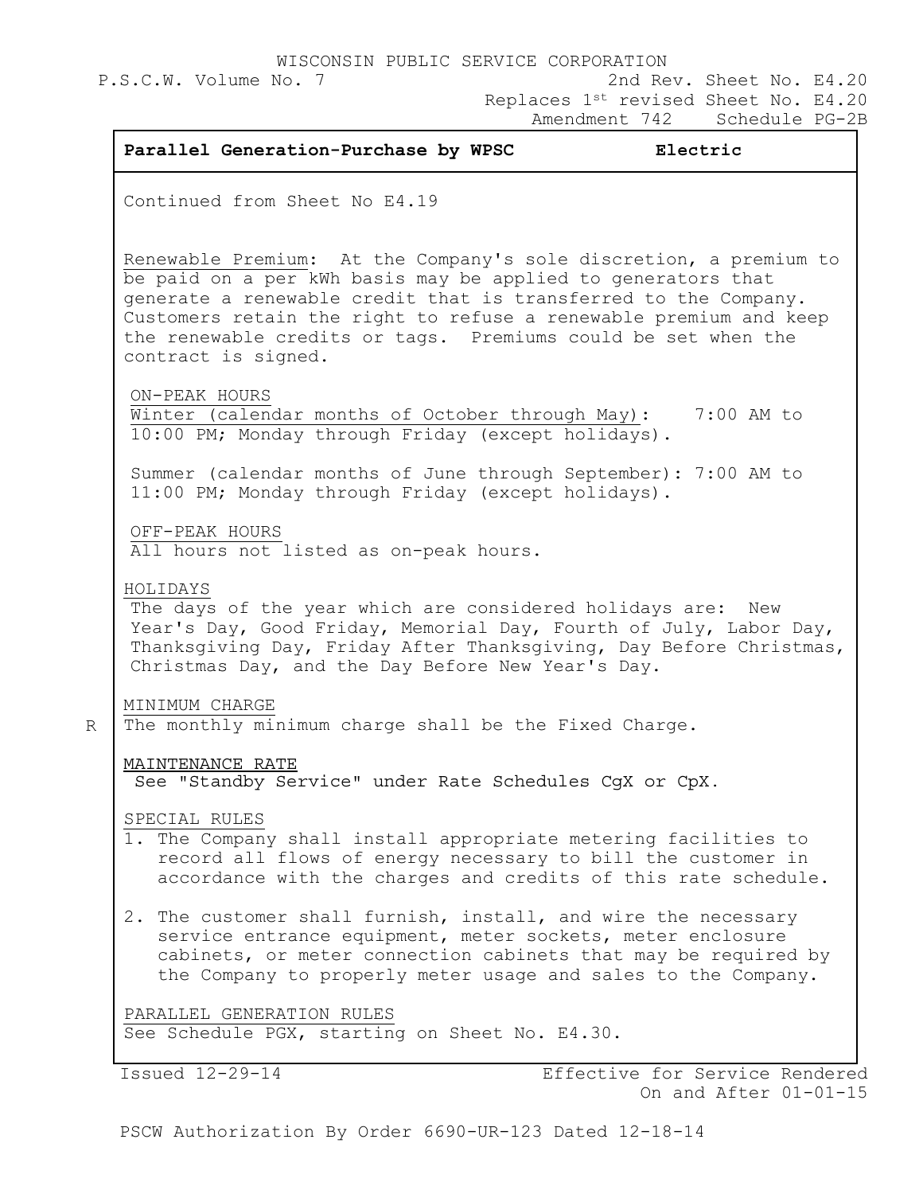WISCONSIN PUBLIC SERVICE CORPORATION

P.S.C.W. Volume No. 7

2nd Rev. Sheet No. E4.20

Replaces 1st revised Sheet No. E4.20

Amendment 742 Schedule PG-2B

**Parallel Generation-Purchase by WPSC** **Electric**

Continued from Sheet No E4.19

Renewable Premium: At the Company's sole discretion, a premium to be paid on a per kWh basis may be applied to generators that generate a renewable credit that is transferred to the Company. Customers retain the right to refuse a renewable premium and keep the renewable credits or tags. Premiums could be set when the contract is signed.

ON-PEAK HOURS

Winter (calendar months of October through May): 7:00 AM to 10:00 PM; Monday through Friday (except holidays).

Summer (calendar months of June through September): 7:00 AM to 11:00 PM; Monday through Friday (except holidays).

OFF-PEAK HOURS

All hours not listed as on-peak hours.

HOLIDAYS

The days of the year which are considered holidays are: New Year's Day, Good Friday, Memorial Day, Fourth of July, Labor Day, Thanksgiving Day, Friday After Thanksgiving, Day Before Christmas, Christmas Day, and the Day Before New Year's Day.

MINIMUM CHARGE

R The monthly minimum charge shall be the Fixed Charge.

MAINTENANCE RATE

See "Standby Service" under Rate Schedules CgX or CpX.

SPECIAL RULES

1. The Company shall install appropriate metering facilities to record all flows of energy necessary to bill the customer in accordance with the charges and credits of this rate schedule.

2. The customer shall furnish, install, and wire the necessary service entrance equipment, meter sockets, meter enclosure cabinets, or meter connection cabinets that may be required by the Company to properly meter usage and sales to the Company.

PARALLEL GENERATION RULES

See Schedule PGX, starting on Sheet No. E4.30.

Issued 12-29-14

Effective for Service Rendered On and After 01-01-15

PSCW Authorization By Order 6690-UR-123 Dated 12-18-14